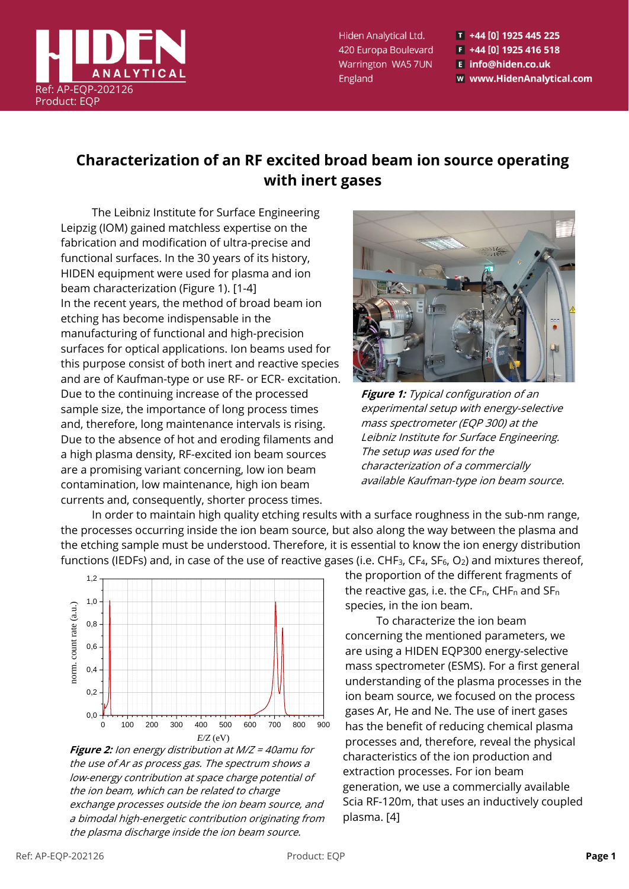Ref: AP-EQP-202126
Product: EQP

Hiden Analytical Ltd.
420 Europa Boulevard
Warrington WA5 7UN
England

T +44 [0] 1925 445 225
F +44 [0] 1925 416 518
E info@hiden.co.uk
W www.HidenAnalytical.com

# Characterization of an RF excited broad beam ion source operating with inert gases

The Leibniz Institute for Surface Engineering Leipzig (IOM) gained matchless expertise on the fabrication and modification of ultra-precise and functional surfaces. In the 30 years of its history, HIDEN equipment were used for plasma and ion beam characterization (Figure 1). [1-4]
In the recent years, the method of broad beam ion etching has become indispensable in the manufacturing of functional and high-precision surfaces for optical applications. Ion beams used for this purpose consist of both inert and reactive species and are of Kaufman-type or use RF- or ECR- excitation. Due to the continuing increase of the processed sample size, the importance of long process times and, therefore, long maintenance intervals is rising. Due to the absence of hot and eroding filaments and a high plasma density, RF-excited ion beam sources are a promising variant concerning, low ion beam contamination, low maintenance, high ion beam currents and, consequently, shorter process times.

***Figure 1:*** *Typical configuration of an experimental setup with energy-selective mass spectrometer (EQP 300) at the Leibniz Institute for Surface Engineering. The setup was used for the characterization of a commercially available Kaufman-type ion beam source.*

In order to maintain high quality etching results with a surface roughness in the sub-nm range, the processes occurring inside the ion beam source, but also along the way between the plasma and the etching sample must be understood. Therefore, it is essential to know the ion energy distribution functions (IEDFs) and, in case of the use of reactive gases (i.e. $CHF_3$, $CF_4$, $SF_6$, $O_2$) and mixtures thereof, the proportion of the different fragments of the reactive gas, i.e. the $CF_n$, $CHF_n$ and $SF_n$ species, in the ion beam.

To characterize the ion beam concerning the mentioned parameters, we are using a HIDEN EQP300 energy-selective mass spectrometer (ESMS). For a first general understanding of the plasma processes in the ion beam source, we focused on the process gases Ar, He and Ne. The use of inert gases has the benefit of reducing chemical plasma processes and, therefore, reveal the physical characteristics of the ion production and extraction processes. For ion beam generation, we use a commercially available Scia RF-120m, that uses an inductively coupled plasma. [4]

***Figure 2:*** *Ion energy distribution at M/Z = 40amu for the use of Ar as process gas. The spectrum shows a low-energy contribution at space charge potential of the ion beam, which can be related to charge exchange processes outside the ion beam source, and a bimodal high-energetic contribution originating from the plasma discharge inside the ion beam source.*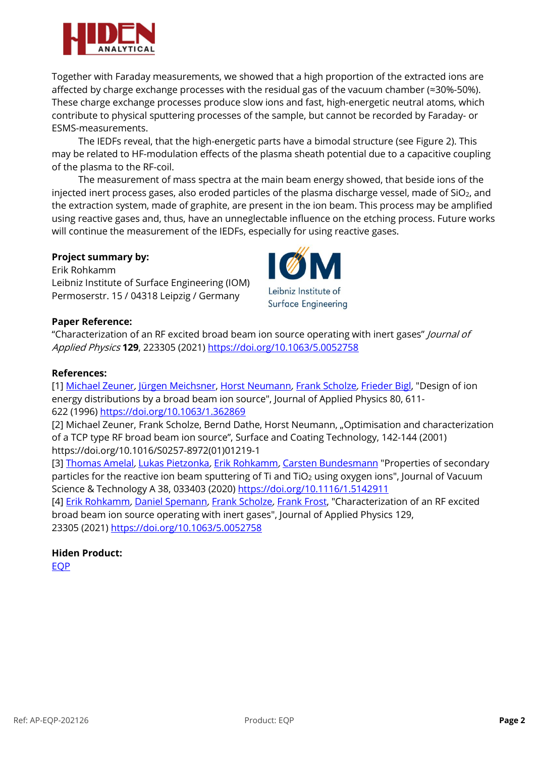Together with Faraday measurements, we showed that a high proportion of the extracted ions are affected by charge exchange processes with the residual gas of the vacuum chamber (≈30%-50%). These charge exchange processes produce slow ions and fast, high-energetic neutral atoms, which contribute to physical sputtering processes of the sample, but cannot be recorded by Faraday- or ESMS-measurements.

The IEDFs reveal, that the high-energetic parts have a bimodal structure (see Figure 2). This may be related to HF-modulation effects of the plasma sheath potential due to a capacitive coupling of the plasma to the RF-coil.

The measurement of mass spectra at the main beam energy showed, that beside ions of the injected inert process gases, also eroded particles of the plasma discharge vessel, made of $SiO_2$, and the extraction system, made of graphite, are present in the ion beam. This process may be amplified using reactive gases and, thus, have an unneglectable influence on the etching process. Future works will continue the measurement of the IEDFs, especially for using reactive gases.

**Project summary by:**
Erik Rohkamm
Leibniz Institute of Surface Engineering (IOM)
Permoserstr. 15 / 04318 Leipzig / Germany

**Paper Reference:**
"Characterization of an RF excited broad beam ion source operating with inert gases" *Journal of Applied Physics* **129**, 223305 (2021) https://doi.org/10.1063/5.0052758

**References:**

[1] Michael Zeuner, Jürgen Meichsner, Horst Neumann, Frank Scholze, Frieder Bigl, "Design of ion energy distributions by a broad beam ion source", Journal of Applied Physics 80, 611-622 (1996) https://doi.org/10.1063/1.362869

[2] Michael Zeuner, Frank Scholze, Bernd Dathe, Horst Neumann, „Optimisation and characterization of a TCP type RF broad beam ion source", Surface and Coating Technology, 142-144 (2001) https://doi.org/10.1016/S0257-8972(01)01219-1

[3] Thomas Amelal, Lukas Pietzonka, Erik Rohkamm, Carsten Bundesmann "Properties of secondary particles for the reactive ion beam sputtering of Ti and $TiO_2$ using oxygen ions", Journal of Vacuum Science & Technology A 38, 033403 (2020) https://doi.org/10.1116/1.5142911

[4] Erik Rohkamm, Daniel Spemann, Frank Scholze, Frank Frost, "Characterization of an RF excited broad beam ion source operating with inert gases", Journal of Applied Physics 129, 23305 (2021) https://doi.org/10.1063/5.0052758

**Hiden Product:**
EQP